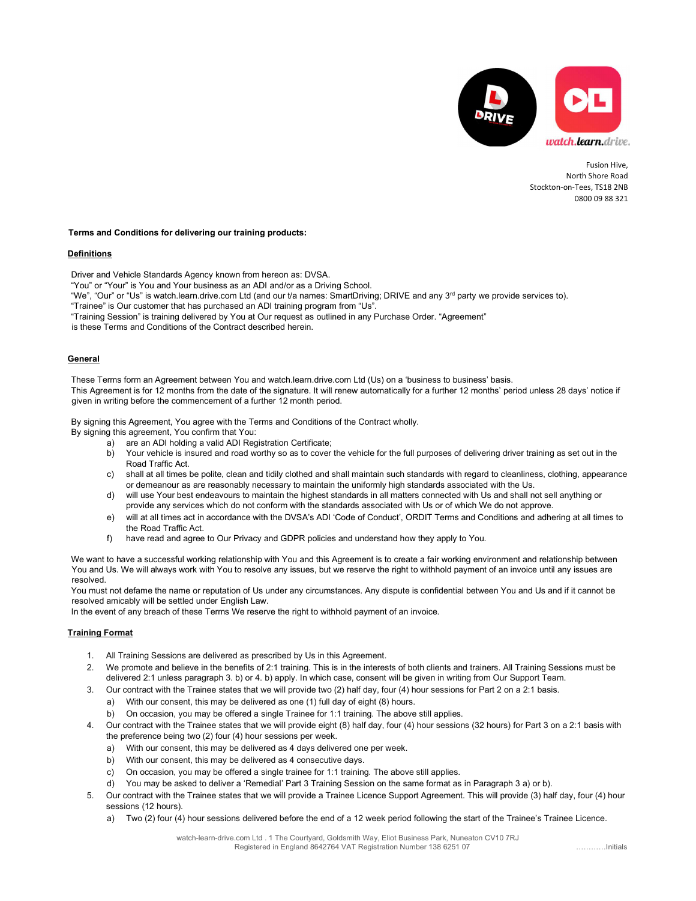Fusion Hive,
North Shore Road
Stockton-on-Tees, TS18 2NB
0800 09 88 321

**Terms and Conditions for delivering our training products:**

**Definitions**

Driver and Vehicle Standards Agency known from hereon as: DVSA.
"You" or "Your" is You and Your business as an ADI and/or as a Driving School.
"We", "Our" or "Us" is watch.learn.drive.com Ltd (and our t/a names: SmartDriving; DRIVE and any 3rd party we provide services to).
"Trainee" is Our customer that has purchased an ADI training program from "Us".
"Training Session" is training delivered by You at Our request as outlined in any Purchase Order. "Agreement" is these Terms and Conditions of the Contract described herein.

**General**

These Terms form an Agreement between You and watch.learn.drive.com Ltd (Us) on a 'business to business' basis.
This Agreement is for 12 months from the date of the signature. It will renew automatically for a further 12 months' period unless 28 days' notice if given in writing before the commencement of a further 12 month period.

By signing this Agreement, You agree with the Terms and Conditions of the Contract wholly.
By signing this agreement, You confirm that You:

a) are an ADI holding a valid ADI Registration Certificate;
b) Your vehicle is insured and road worthy so as to cover the vehicle for the full purposes of delivering driver training as set out in the Road Traffic Act.
c) shall at all times be polite, clean and tidily clothed and shall maintain such standards with regard to cleanliness, clothing, appearance or demeanour as are reasonably necessary to maintain the uniformly high standards associated with the Us.
d) will use Your best endeavours to maintain the highest standards in all matters connected with Us and shall not sell anything or provide any services which do not conform with the standards associated with Us or of which We do not approve.
e) will at all times act in accordance with the DVSA's ADI 'Code of Conduct', ORDIT Terms and Conditions and adhering at all times to the Road Traffic Act.
f) have read and agree to Our Privacy and GDPR policies and understand how they apply to You.

We want to have a successful working relationship with You and this Agreement is to create a fair working environment and relationship between You and Us. We will always work with You to resolve any issues, but we reserve the right to withhold payment of an invoice until any issues are resolved.
You must not defame the name or reputation of Us under any circumstances. Any dispute is confidential between You and Us and if it cannot be resolved amicably will be settled under English Law.
In the event of any breach of these Terms We reserve the right to withhold payment of an invoice.

**Training Format**

1. All Training Sessions are delivered as prescribed by Us in this Agreement.
2. We promote and believe in the benefits of 2:1 training. This is in the interests of both clients and trainers. All Training Sessions must be delivered 2:1 unless paragraph 3. b) or 4. b) apply. In which case, consent will be given in writing from Our Support Team.
3. Our contract with the Trainee states that we will provide two (2) half day, four (4) hour sessions for Part 2 on a 2:1 basis.
   a) With our consent, this may be delivered as one (1) full day of eight (8) hours.
   b) On occasion, you may be offered a single Trainee for 1:1 training. The above still applies.
4. Our contract with the Trainee states that we will provide eight (8) half day, four (4) hour sessions (32 hours) for Part 3 on a 2:1 basis with the preference being two (2) four (4) hour sessions per week.
   a) With our consent, this may be delivered as 4 days delivered one per week.
   b) With our consent, this may be delivered as 4 consecutive days.
   c) On occasion, you may be offered a single trainee for 1:1 training. The above still applies.
   d) You may be asked to deliver a 'Remedial' Part 3 Training Session on the same format as in Paragraph 3 a) or b).
5. Our contract with the Trainee states that we will provide a Trainee Licence Support Agreement. This will provide (3) half day, four (4) hour sessions (12 hours).
   a) Two (2) four (4) hour sessions delivered before the end of a 12 week period following the start of the Trainee's Trainee Licence.

watch-learn-drive.com Ltd . 1 The Courtyard, Goldsmith Way, Eliot Business Park, Nuneaton CV10 7RJ
Registered in England 8642764 VAT Registration Number 138 6251 07

…………Initials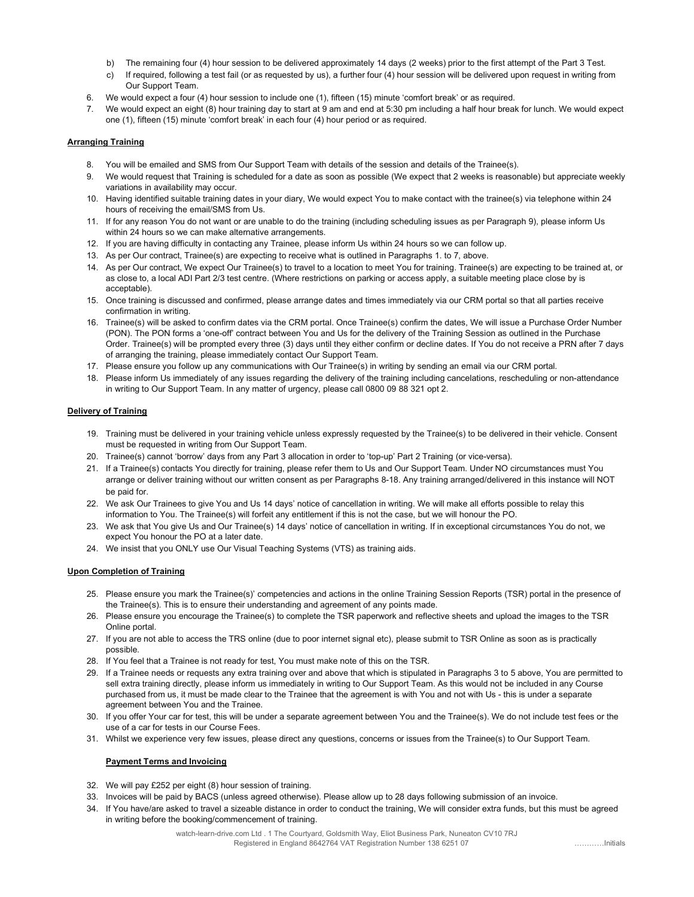b) The remaining four (4) hour session to be delivered approximately 14 days (2 weeks) prior to the first attempt of the Part 3 Test.
c) If required, following a test fail (or as requested by us), a further four (4) hour session will be delivered upon request in writing from Our Support Team.

6. We would expect a four (4) hour session to include one (1), fifteen (15) minute 'comfort break' or as required.
7. We would expect an eight (8) hour training day to start at 9 am and end at 5:30 pm including a half hour break for lunch. We would expect one (1), fifteen (15) minute 'comfort break' in each four (4) hour period or as required.

**Arranging Training**

8. You will be emailed and SMS from Our Support Team with details of the session and details of the Trainee(s).
9. We would request that Training is scheduled for a date as soon as possible (We expect that 2 weeks is reasonable) but appreciate weekly variations in availability may occur.
10. Having identified suitable training dates in your diary, We would expect You to make contact with the trainee(s) via telephone within 24 hours of receiving the email/SMS from Us.
11. If for any reason You do not want or are unable to do the training (including scheduling issues as per Paragraph 9), please inform Us within 24 hours so we can make alternative arrangements.
12. If you are having difficulty in contacting any Trainee, please inform Us within 24 hours so we can follow up.
13. As per Our contract, Trainee(s) are expecting to receive what is outlined in Paragraphs 1. to 7, above.
14. As per Our contract, We expect Our Trainee(s) to travel to a location to meet You for training. Trainee(s) are expecting to be trained at, or as close to, a local ADI Part 2/3 test centre. (Where restrictions on parking or access apply, a suitable meeting place close by is acceptable).
15. Once training is discussed and confirmed, please arrange dates and times immediately via our CRM portal so that all parties receive confirmation in writing.
16. Trainee(s) will be asked to confirm dates via the CRM portal. Once Trainee(s) confirm the dates, We will issue a Purchase Order Number (PON). The PON forms a 'one-off' contract between You and Us for the delivery of the Training Session as outlined in the Purchase Order. Trainee(s) will be prompted every three (3) days until they either confirm or decline dates. If You do not receive a PRN after 7 days of arranging the training, please immediately contact Our Support Team.
17. Please ensure you follow up any communications with Our Trainee(s) in writing by sending an email via our CRM portal.
18. Please inform Us immediately of any issues regarding the delivery of the training including cancelations, rescheduling or non-attendance in writing to Our Support Team. In any matter of urgency, please call 0800 09 88 321 opt 2.

**Delivery of Training**

19. Training must be delivered in your training vehicle unless expressly requested by the Trainee(s) to be delivered in their vehicle. Consent must be requested in writing from Our Support Team.
20. Trainee(s) cannot 'borrow' days from any Part 3 allocation in order to 'top-up' Part 2 Training (or vice-versa).
21. If a Trainee(s) contacts You directly for training, please refer them to Us and Our Support Team. Under NO circumstances must You arrange or deliver training without our written consent as per Paragraphs 8-18. Any training arranged/delivered in this instance will NOT be paid for.
22. We ask Our Trainees to give You and Us 14 days' notice of cancellation in writing. We will make all efforts possible to relay this information to You. The Trainee(s) will forfeit any entitlement if this is not the case, but we will honour the PO.
23. We ask that You give Us and Our Trainee(s) 14 days' notice of cancellation in writing. If in exceptional circumstances You do not, we expect You honour the PO at a later date.
24. We insist that you ONLY use Our Visual Teaching Systems (VTS) as training aids.

**Upon Completion of Training**

25. Please ensure you mark the Trainee(s)' competencies and actions in the online Training Session Reports (TSR) portal in the presence of the Trainee(s). This is to ensure their understanding and agreement of any points made.
26. Please ensure you encourage the Trainee(s) to complete the TSR paperwork and reflective sheets and upload the images to the TSR Online portal.
27. If you are not able to access the TRS online (due to poor internet signal etc), please submit to TSR Online as soon as is practically possible.
28. If You feel that a Trainee is not ready for test, You must make note of this on the TSR.
29. If a Trainee needs or requests any extra training over and above that which is stipulated in Paragraphs 3 to 5 above, You are permitted to sell extra training directly, please inform us immediately in writing to Our Support Team. As this would not be included in any Course purchased from us, it must be made clear to the Trainee that the agreement is with You and not with Us - this is under a separate agreement between You and the Trainee.
30. If you offer Your car for test, this will be under a separate agreement between You and the Trainee(s). We do not include test fees or the use of a car for tests in our Course Fees.
31. Whilst we experience very few issues, please direct any questions, concerns or issues from the Trainee(s) to Our Support Team.

**Payment Terms and Invoicing**

32. We will pay £252 per eight (8) hour session of training.
33. Invoices will be paid by BACS (unless agreed otherwise). Please allow up to 28 days following submission of an invoice.
34. If You have/are asked to travel a sizeable distance in order to conduct the training, We will consider extra funds, but this must be agreed in writing before the booking/commencement of training.

…………Initials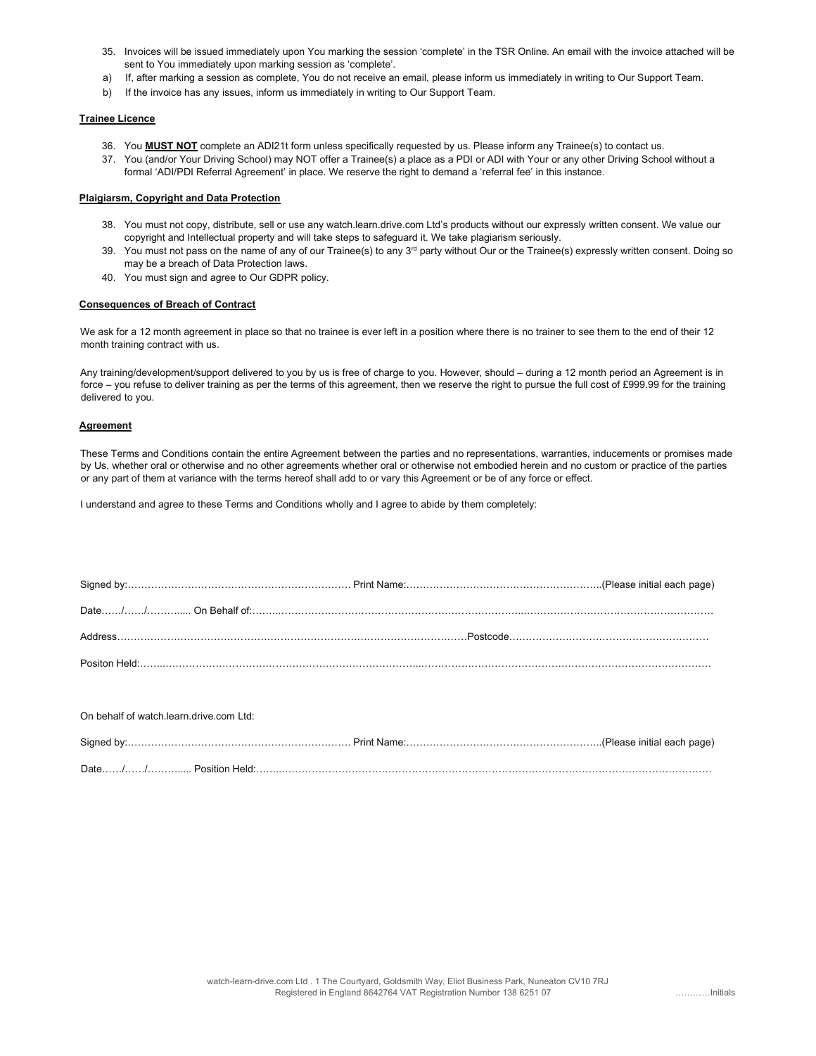35. Invoices will be issued immediately upon You marking the session 'complete' in the TSR Online. An email with the invoice attached will be sent to You immediately upon marking session as 'complete'.

a) If, after marking a session as complete, You do not receive an email, please inform us immediately in writing to Our Support Team.

b) If the invoice has any issues, inform us immediately in writing to Our Support Team.

**Trainee Licence**

36. You **MUST NOT** complete an ADI21t form unless specifically requested by us. Please inform any Trainee(s) to contact us.
37. You (and/or Your Driving School) may NOT offer a Trainee(s) a place as a PDI or ADI with Your or any other Driving School without a formal 'ADI/PDI Referral Agreement' in place. We reserve the right to demand a 'referral fee' in this instance.

**Plaigiarsm, Copyright and Data Protection**

38. You must not copy, distribute, sell or use any watch.learn.drive.com Ltd's products without our expressly written consent. We value our copyright and Intellectual property and will take steps to safeguard it. We take plagiarism seriously.
39. You must not pass on the name of any of our Trainee(s) to any 3rd party without Our or the Trainee(s) expressly written consent. Doing so may be a breach of Data Protection laws.
40. You must sign and agree to Our GDPR policy.

**Consequences of Breach of Contract**

We ask for a 12 month agreement in place so that no trainee is ever left in a position where there is no trainer to see them to the end of their 12 month training contract with us.

Any training/development/support delivered to you by us is free of charge to you. However, should – during a 12 month period an Agreement is in force – you refuse to deliver training as per the terms of this agreement, then we reserve the right to pursue the full cost of £999.99 for the training delivered to you.

**Agreement**

These Terms and Conditions contain the entire Agreement between the parties and no representations, warranties, inducements or promises made by Us, whether oral or otherwise and no other agreements whether oral or otherwise not embodied herein and no custom or practice of the parties or any part of them at variance with the terms hereof shall add to or vary this Agreement or be of any force or effect.

I understand and agree to these Terms and Conditions wholly and I agree to abide by them completely:

Signed by:…………………………………………………………. Print Name:…………………………………………………..(Please initial each page)

Date……/……/……….... On Behalf of:………………………………………………………………………………………………………………………

Address……………………………………………………………………………………………Postcode……………………………………………………

Positon Held:…………………………………………………………………………………………………………………………………………………………

On behalf of watch.learn.drive.com Ltd:

Signed by:…………………………………………………………. Print Name:…………………………………………………..(Please initial each page)

Date……/……/……….... Position Held:……………………………………………………………………………………………………………………………

watch-learn-drive.com Ltd . 1 The Courtyard, Goldsmith Way, Eliot Business Park, Nuneaton CV10 7RJ
Registered in England 8642764 VAT Registration Number 138 6251 07

…………Initials